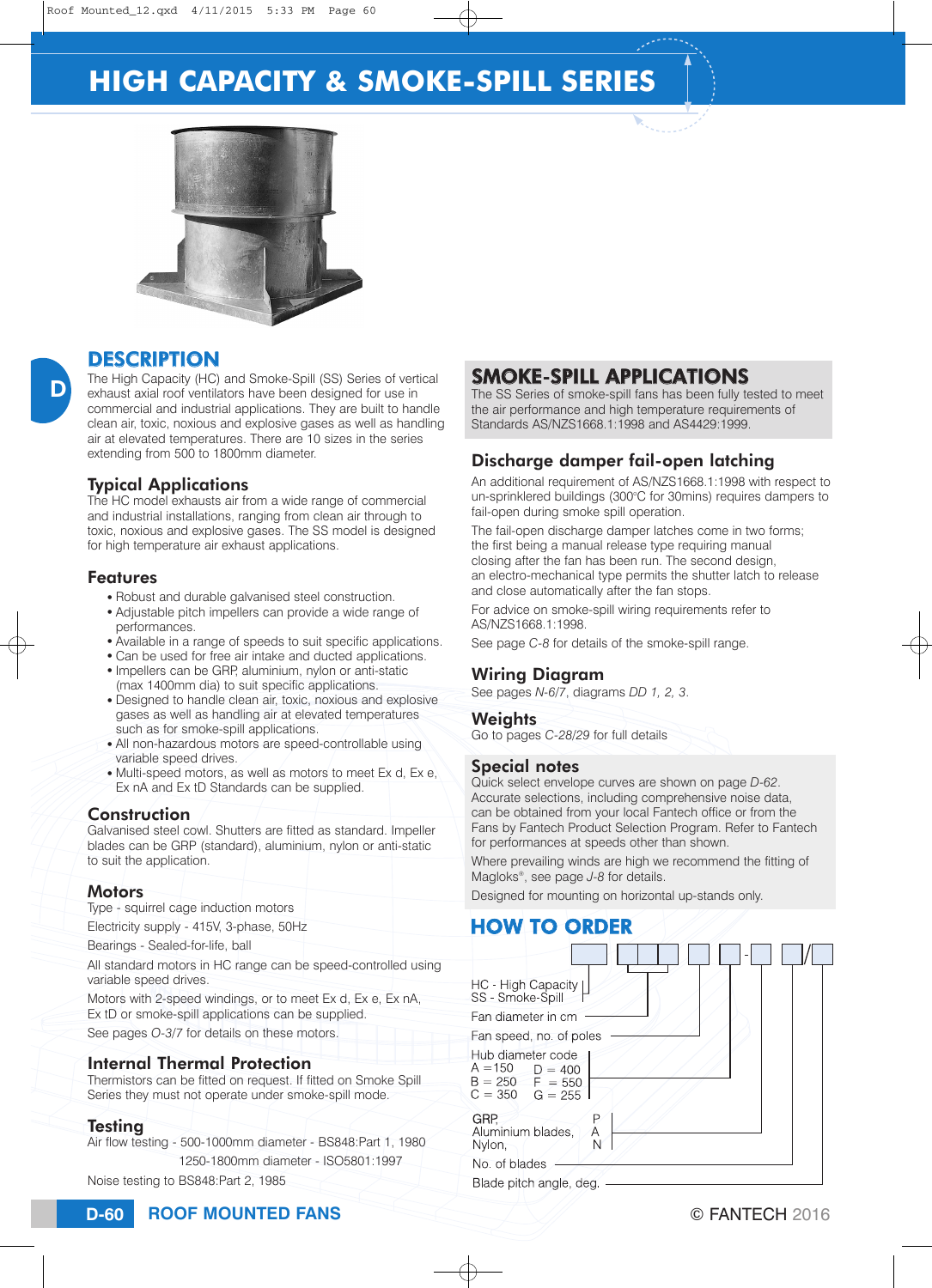# HIGH CAPACITY & SMOKE-SPILL SERIES

## DESCRIPTION

The High Capacity (HC) and Smoke-Spill (SS) Series of vertical exhaust axial roof ventilators have been designed for use in commercial and industrial applications. They are built to handle clean air, toxic, noxious and explosive gases as well as handling air at elevated temperatures. There are 10 sizes in the series extending from 500 to 1800mm diameter.

### Typical Applications

The HC model exhausts air from a wide range of commercial and industrial installations, ranging from clean air through to toxic, noxious and explosive gases. The SS model is designed for high temperature air exhaust applications.

### Features

- Robust and durable galvanised steel construction.
- Adjustable pitch impellers can provide a wide range of performances.
- Available in a range of speeds to suit specific applications.
- Can be used for free air intake and ducted applications.
- Impellers can be GRP, aluminium, nylon or anti-static (max 1400mm dia) to suit specific applications.
- Designed to handle clean air, toxic, noxious and explosive gases as well as handling air at elevated temperatures such as for smoke-spill applications.
- All non-hazardous motors are speed-controllable using variable speed drives.
- Multi-speed motors, as well as motors to meet Ex d, Ex e, Ex nA and Ex tD Standards can be supplied.

### Construction

Galvanised steel cowl. Shutters are fitted as standard. Impeller blades can be GRP (standard), aluminium, nylon or anti-static to suit the application.

### Motors

Type - squirrel cage induction motors

Electricity supply - 415V, 3-phase, 50Hz

Bearings - Sealed-for-life, ball

All standard motors in HC range can be speed-controlled using variable speed drives.

Motors with 2-speed windings, or to meet Ex d, Ex e, Ex nA, Ex tD or smoke-spill applications can be supplied.

See pages *O-3/7* for details on these motors.

### Internal Thermal Protection

Thermistors can be fitted on request. If fitted on Smoke Spill Series they must not operate under smoke-spill mode.

### Testing

Air flow testing - 500-1000mm diameter - BS848:Part 1, 1980

1250-1800mm diameter - ISO5801:1997

Noise testing to BS848:Part 2, 1985

## SMOKE-SPILL APPLICATIONS

The SS Series of smoke-spill fans has been fully tested to meet the air performance and high temperature requirements of Standards AS/NZS1668.1:1998 and AS4429:1999.

### Discharge damper fail-open latching

An additional requirement of AS/NZS1668.1:1998 with respect to un-sprinklered buildings (300°C for 30mins) requires dampers to fail-open during smoke spill operation.

The fail-open discharge damper latches come in two forms; the first being a manual release type requiring manual closing after the fan has been run. The second design, an electro-mechanical type permits the shutter latch to release and close automatically after the fan stops.

For advice on smoke-spill wiring requirements refer to AS/NZS1668.1:1998.

See page *C-8* for details of the smoke-spill range.

### Wiring Diagram

See pages *N-6/7*, diagrams *DD 1, 2, 3*.

### Weights

Go to pages *C-28/29* for full details

### Special notes

Quick select envelope curves are shown on page *D-62*. Accurate selections, including comprehensive noise data, can be obtained from your local Fantech office or from the Fans by Fantech Product Selection Program. Refer to Fantech for performances at speeds other than shown.

Where prevailing winds are high we recommend the fitting of Magloks®, see page *J-8* for details.

Designed for mounting on horizontal up-stands only.

## HOW TO ORDER

☐ ☐☐☐ ☐ ☐ - ☐ ☐ / ☐

- HC - High Capacity / SS - Smoke-Spill
- Fan diameter in cm
- Fan speed, no. of poles
- Hub diameter code: A = 150, B = 250, C = 350, D = 400, F = 550, G = 255
- GRP, P; Aluminium blades, A; Nylon, N
- No. of blades
- Blade pitch angle, deg.

© FANTECH 2016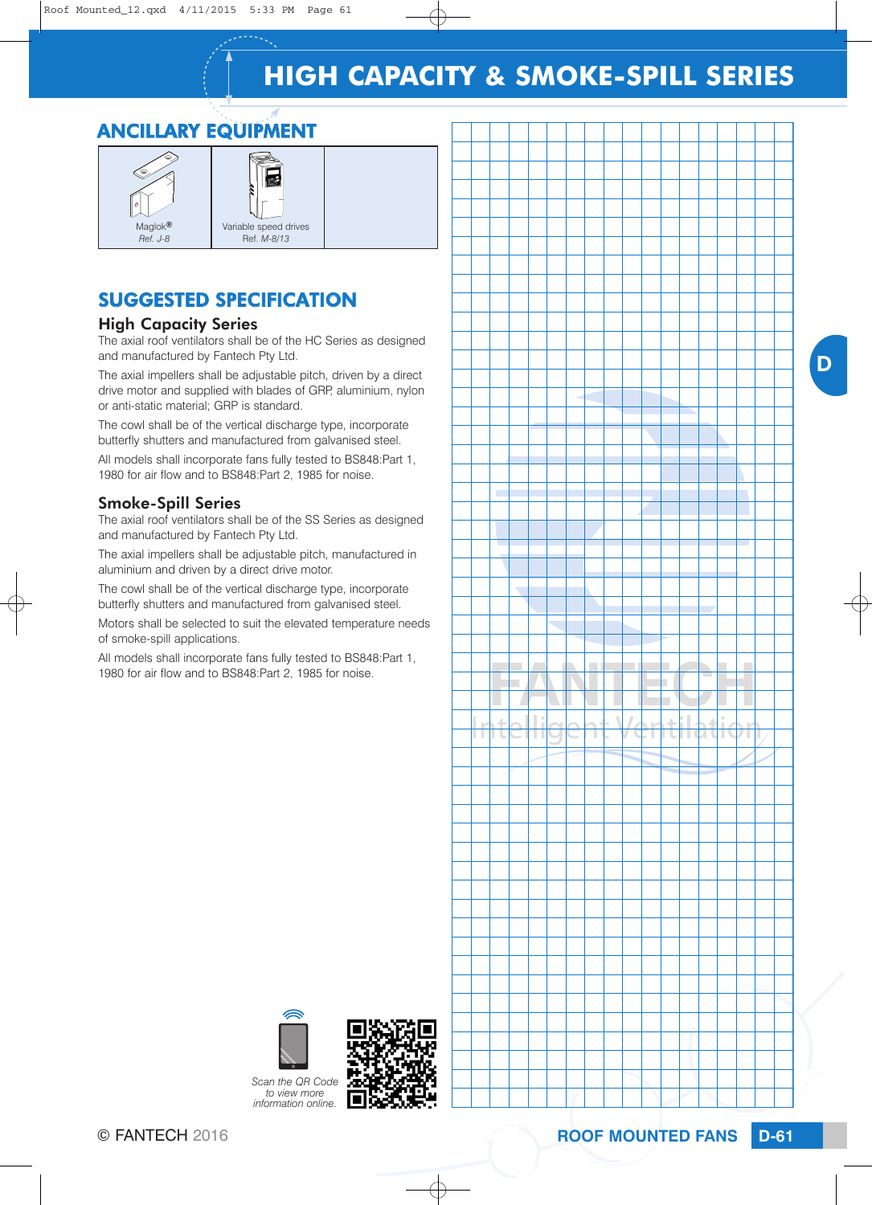# HIGH CAPACITY & SMOKE-SPILL SERIES

## ANCILLARY EQUIPMENT

| Maglok® *Ref. J-8* | Variable speed drives *Ref. M-8/13* | |
|---|---|---|

## SUGGESTED SPECIFICATION

### High Capacity Series

The axial roof ventilators shall be of the HC Series as designed and manufactured by Fantech Pty Ltd.

The axial impellers shall be adjustable pitch, driven by a direct drive motor and supplied with blades of GRP, aluminium, nylon or anti-static material; GRP is standard.

The cowl shall be of the vertical discharge type, incorporate butterfly shutters and manufactured from galvanised steel.

All models shall incorporate fans fully tested to BS848:Part 1, 1980 for air flow and to BS848:Part 2, 1985 for noise.

### Smoke-Spill Series

The axial roof ventilators shall be of the SS Series as designed and manufactured by Fantech Pty Ltd.

The axial impellers shall be adjustable pitch, manufactured in aluminium and driven by a direct drive motor.

The cowl shall be of the vertical discharge type, incorporate butterfly shutters and manufactured from galvanised steel.

Motors shall be selected to suit the elevated temperature needs of smoke-spill applications.

All models shall incorporate fans fully tested to BS848:Part 1, 1980 for air flow and to BS848:Part 2, 1985 for noise.

*Scan the QR Code to view more information online.*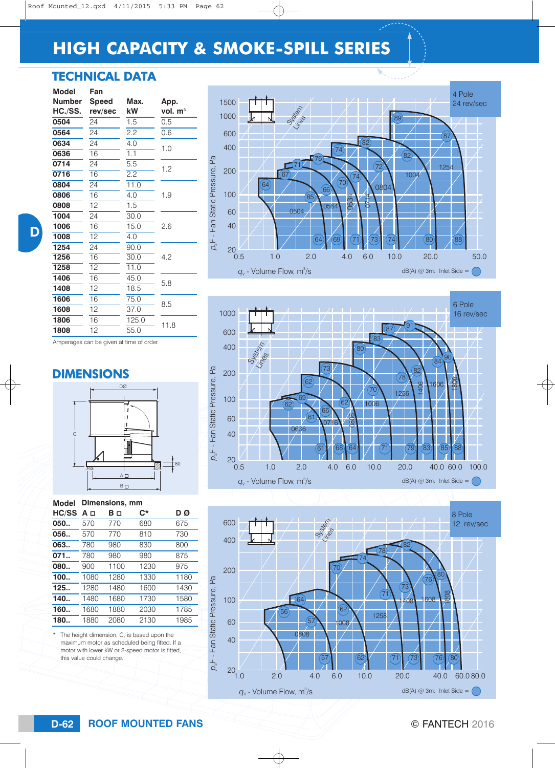# HIGH CAPACITY & SMOKE-SPILL SERIES

## TECHNICAL DATA

| Model Number HC./SS. | Fan Speed rev/sec | Max. kW | App. vol. m³ |
|---|---|---|---|
| 0504 | 24 | 1.5 | 0.5 |
| 0564 | 24 | 2.2 | 0.6 |
| 0634 | 24 | 4.0 | 1.0 |
| 0636 | 16 | 1.1 | |
| 0714 | 24 | 5.5 | 1.2 |
| 0716 | 16 | 2.2 | |
| 0804 | 24 | 11.0 | 1.9 |
| 0806 | 16 | 4.0 | |
| 0808 | 12 | 1.5 | |
| 1004 | 24 | 30.0 | 2.6 |
| 1006 | 16 | 15.0 | |
| 1008 | 12 | 4.0 | |
| 1254 | 24 | 90.0 | 4.2 |
| 1256 | 16 | 30.0 | |
| 1258 | 12 | 11.0 | |
| 1406 | 16 | 45.0 | 5.8 |
| 1408 | 12 | 18.5 | |
| 1606 | 16 | 75.0 | 8.5 |
| 1608 | 12 | 37.0 | |
| 1806 | 16 | 125.0 | 11.8 |
| 1808 | 12 | 55.0 | |

Amperages can be given at time of order.

4 Pole
24 rev/sec

$p_s$F - Fan Static Pressure, Pa

$q_v$ - Volume Flow, m³/s

System Lines

0504 0564 0634 0714 0804 1004 1254

dB(A) @ 3m: Inlet Side =

6 Pole
16 rev/sec

$p_s$F - Fan Static Pressure, Pa

$q_v$ - Volume Flow, m³/s

System Lines

0636 0716 0806 1006 1256 1406 1606 1806

dB(A) @ 3m: Inlet Side =

8 Pole
12 rev/sec

$p_s$F - Fan Static Pressure, Pa

$q_v$ - Volume Flow, m³/s

System Lines

0808 1008 1258 1408 1608 1808

dB(A) @ 3m: Inlet Side =

## DIMENSIONS

DØ
C
A □
B □
80

| Model HC/SS | Dimensions, mm A □ | B □ | C* | D Ø |
|---|---|---|---|---|
| 050.. | 570 | 770 | 680 | 675 |
| 056.. | 570 | 770 | 810 | 730 |
| 063.. | 780 | 980 | 830 | 800 |
| 071.. | 780 | 980 | 980 | 875 |
| 080.. | 900 | 1100 | 1230 | 975 |
| 100.. | 1080 | 1280 | 1330 | 1180 |
| 125.. | 1280 | 1480 | 1600 | 1430 |
| 140.. | 1480 | 1680 | 1730 | 1580 |
| 160.. | 1680 | 1880 | 2030 | 1785 |
| 180.. | 1880 | 2080 | 2130 | 1985 |

* The height dimension, C, is based upon the maximum motor as scheduled being fitted. If a motor with lower kW or 2-speed motor is fitted, this value could change.